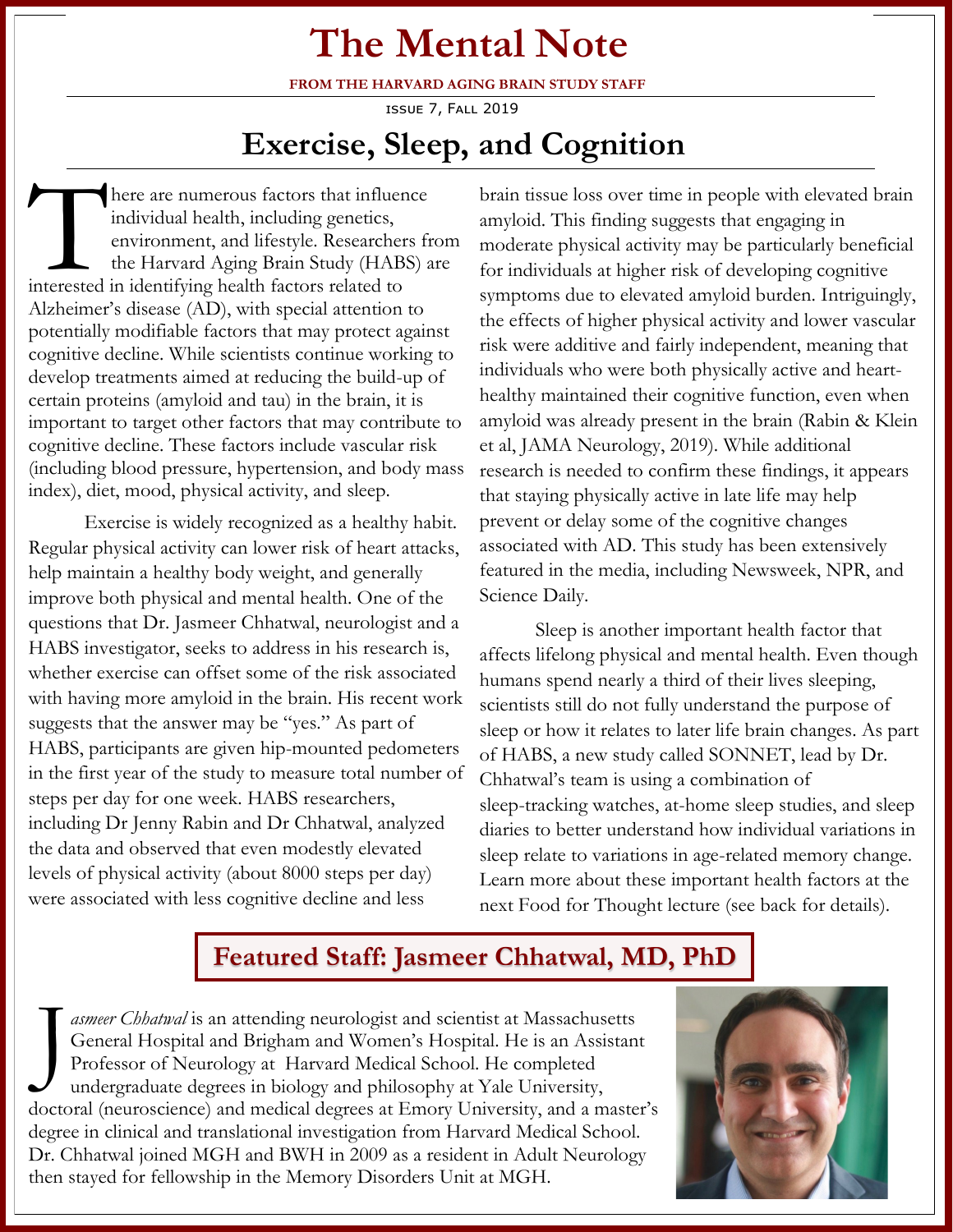# The Mental Note

**FROM THE HARVARD AGING BRAIN STUDY STAFF**

ISSUE 7, FALL 2019

## Exercise, Sleep, and Cognition

There are numerous factors that influence individual health, including genetics, environment, and lifestyle. Researchers from the Harvard Aging Brain Study (HABS) are interested in identifying health factors related to Alzheimer's disease (AD), with special attention to potentially modifiable factors that may protect against cognitive decline. While scientists continue working to develop treatments aimed at reducing the build-up of certain proteins (amyloid and tau) in the brain, it is important to target other factors that may contribute to cognitive decline. These factors include vascular risk (including blood pressure, hypertension, and body mass index), diet, mood, physical activity, and sleep.

Exercise is widely recognized as a healthy habit. Regular physical activity can lower risk of heart attacks, help maintain a healthy body weight, and generally improve both physical and mental health. One of the questions that Dr. Jasmeer Chhatwal, neurologist and a HABS investigator, seeks to address in his research is, whether exercise can offset some of the risk associated with having more amyloid in the brain. His recent work suggests that the answer may be "yes." As part of HABS, participants are given hip-mounted pedometers in the first year of the study to measure total number of steps per day for one week. HABS researchers, including Dr Jenny Rabin and Dr Chhatwal, analyzed the data and observed that even modestly elevated levels of physical activity (about 8000 steps per day) were associated with less cognitive decline and less brain tissue loss over time in people with elevated brain amyloid. This finding suggests that engaging in moderate physical activity may be particularly beneficial for individuals at higher risk of developing cognitive symptoms due to elevated amyloid burden. Intriguingly, the effects of higher physical activity and lower vascular risk were additive and fairly independent, meaning that individuals who were both physically active and heart-healthy maintained their cognitive function, even when amyloid was already present in the brain (Rabin & Klein et al, JAMA Neurology, 2019). While additional research is needed to confirm these findings, it appears that staying physically active in late life may help prevent or delay some of the cognitive changes associated with AD. This study has been extensively featured in the media, including Newsweek, NPR, and Science Daily.

Sleep is another important health factor that affects lifelong physical and mental health. Even though humans spend nearly a third of their lives sleeping, scientists still do not fully understand the purpose of sleep or how it relates to later life brain changes. As part of HABS, a new study called SONNET, lead by Dr. Chhatwal's team is using a combination of sleep-tracking watches, at-home sleep studies, and sleep diaries to better understand how individual variations in sleep relate to variations in age-related memory change. Learn more about these important health factors at the next Food for Thought lecture (see back for details).

## Featured Staff: Jasmeer Chhatwal, MD, PhD

*Jasmeer Chhatwal* is an attending neurologist and scientist at Massachusetts General Hospital and Brigham and Women's Hospital. He is an Assistant Professor of Neurology at Harvard Medical School. He completed undergraduate degrees in biology and philosophy at Yale University, doctoral (neuroscience) and medical degrees at Emory University, and a master's degree in clinical and translational investigation from Harvard Medical School. Dr. Chhatwal joined MGH and BWH in 2009 as a resident in Adult Neurology then stayed for fellowship in the Memory Disorders Unit at MGH.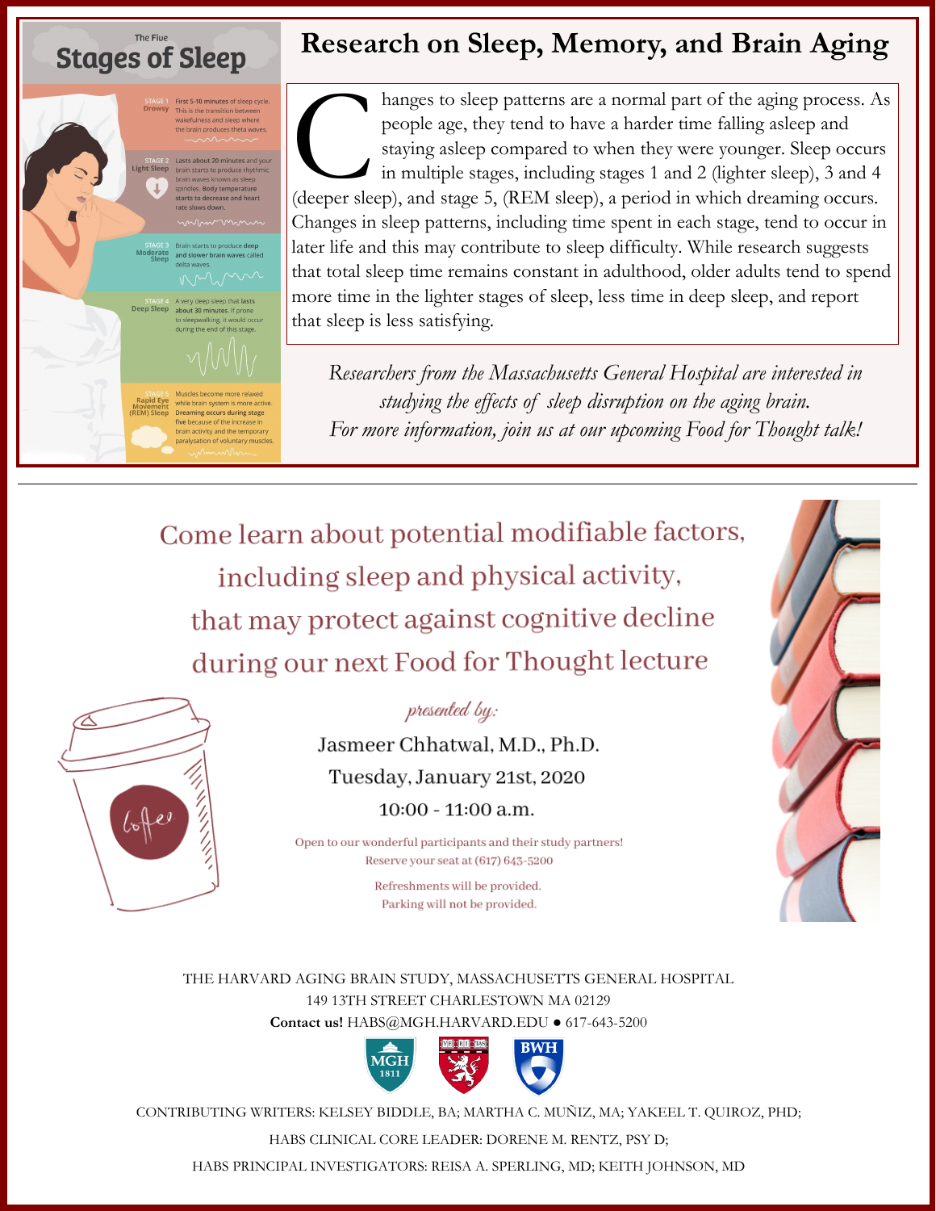## The Five Stages of Sleep

**STAGE 1 Drowsy** — First 5-10 minutes of sleep cycle. This is the transition between wakefulness and sleep where the brain produces theta waves.

**STAGE 2 Light Sleep** — Lasts about 20 minutes and your brain starts to produce rhythmic brain waves known as sleep spindles. Body temperature starts to decrease and heart rate slows down.

**STAGE 3 Moderate Sleep** — Brain starts to produce deep and slower brain waves called delta waves.

**STAGE 4 Deep Sleep** — A very deep sleep that lasts about 30 minutes. If prone to sleepwalking, it would occur during the end of this stage.

**STAGE 5 Rapid Eye Movement (REM) Sleep** — Muscles become more relaxed while brain system is more active. Dreaming occurs during stage five because of the increase in brain activity and the temporary paralysation of voluntary muscles.

# Research on Sleep, Memory, and Brain Aging

Changes to sleep patterns are a normal part of the aging process. As people age, they tend to have a harder time falling asleep and staying asleep compared to when they were younger. Sleep occurs in multiple stages, including stages 1 and 2 (lighter sleep), 3 and 4 (deeper sleep), and stage 5, (REM sleep), a period in which dreaming occurs. Changes in sleep patterns, including time spent in each stage, tend to occur in later life and this may contribute to sleep difficulty. While research suggests that total sleep time remains constant in adulthood, older adults tend to spend more time in the lighter stages of sleep, less time in deep sleep, and report that sleep is less satisfying.

*Researchers from the Massachusetts General Hospital are interested in studying the effects of sleep disruption on the aging brain. For more information, join us at our upcoming Food for Thought talk!*

---

## Come learn about potential modifiable factors, including sleep and physical activity, that may protect against cognitive decline during our next Food for Thought lecture

*presented by:*

Jasmeer Chhatwal, M.D., Ph.D.

Tuesday, January 21st, 2020

10:00 - 11:00 a.m.

Open to our wonderful participants and their study partners!
Reserve your seat at (617) 643-5200

Refreshments will be provided.
Parking will not be provided.

THE HARVARD AGING BRAIN STUDY, MASSACHUSETTS GENERAL HOSPITAL
149 13TH STREET CHARLESTOWN MA 02129
**Contact us!** HABS@MGH.HARVARD.EDU ● 617-643-5200

MGH 1811 | VE RI TAS | BWH

CONTRIBUTING WRITERS: KELSEY BIDDLE, BA; MARTHA C. MUÑIZ, MA; YAKEEL T. QUIROZ, PHD;
HABS CLINICAL CORE LEADER: DORENE M. RENTZ, PSY D;
HABS PRINCIPAL INVESTIGATORS: REISA A. SPERLING, MD; KEITH JOHNSON, MD